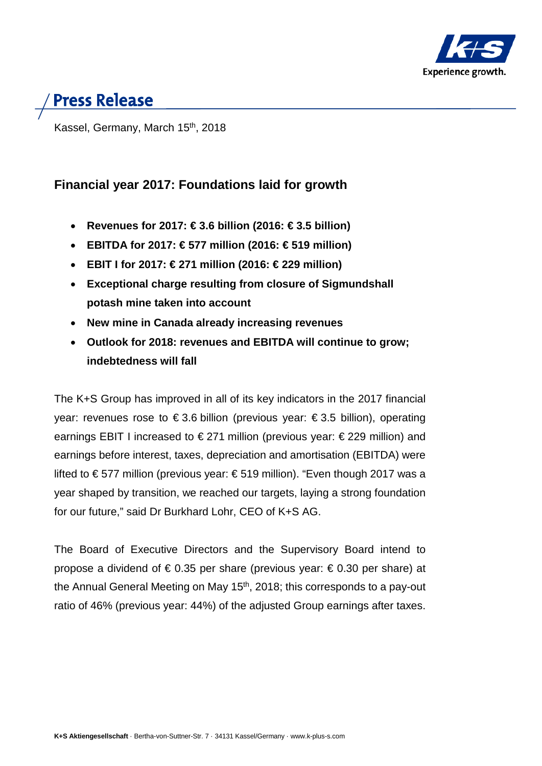# Press Release

Kassel, Germany, March 15th, 2018

## Financial year 2017: Foundations laid for growth

- **Revenues for 2017: € 3.6 billion (2016: € 3.5 billion)**
- **EBITDA for 2017: € 577 million (2016: € 519 million)**
- **EBIT I for 2017: € 271 million (2016: € 229 million)**
- **Exceptional charge resulting from closure of Sigmundshall potash mine taken into account**
- **New mine in Canada already increasing revenues**
- **Outlook for 2018: revenues and EBITDA will continue to grow; indebtedness will fall**

The K+S Group has improved in all of its key indicators in the 2017 financial year: revenues rose to € 3.6 billion (previous year: € 3.5 billion), operating earnings EBIT I increased to € 271 million (previous year: € 229 million) and earnings before interest, taxes, depreciation and amortisation (EBITDA) were lifted to € 577 million (previous year: € 519 million). "Even though 2017 was a year shaped by transition, we reached our targets, laying a strong foundation for our future," said Dr Burkhard Lohr, CEO of K+S AG.

The Board of Executive Directors and the Supervisory Board intend to propose a dividend of € 0.35 per share (previous year: € 0.30 per share) at the Annual General Meeting on May 15th, 2018; this corresponds to a pay-out ratio of 46% (previous year: 44%) of the adjusted Group earnings after taxes.

**K+S Aktiengesellschaft** · Bertha-von-Suttner-Str. 7 · 34131 Kassel/Germany · www.k-plus-s.com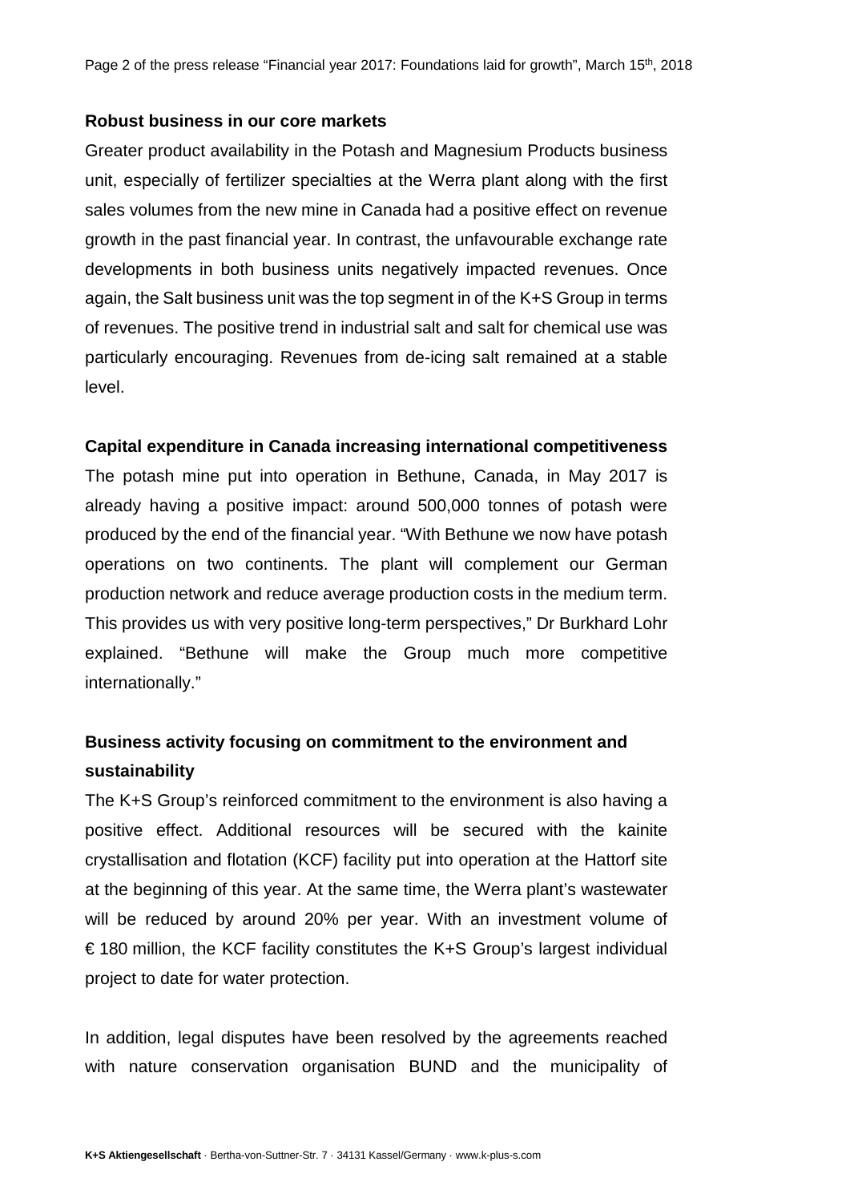**Robust business in our core markets**

Greater product availability in the Potash and Magnesium Products business unit, especially of fertilizer specialties at the Werra plant along with the first sales volumes from the new mine in Canada had a positive effect on revenue growth in the past financial year. In contrast, the unfavourable exchange rate developments in both business units negatively impacted revenues. Once again, the Salt business unit was the top segment in of the K+S Group in terms of revenues. The positive trend in industrial salt and salt for chemical use was particularly encouraging. Revenues from de-icing salt remained at a stable level.

**Capital expenditure in Canada increasing international competitiveness**

The potash mine put into operation in Bethune, Canada, in May 2017 is already having a positive impact: around 500,000 tonnes of potash were produced by the end of the financial year. "With Bethune we now have potash operations on two continents. The plant will complement our German production network and reduce average production costs in the medium term. This provides us with very positive long-term perspectives," Dr Burkhard Lohr explained. "Bethune will make the Group much more competitive internationally."

**Business activity focusing on commitment to the environment and sustainability**

The K+S Group's reinforced commitment to the environment is also having a positive effect. Additional resources will be secured with the kainite crystallisation and flotation (KCF) facility put into operation at the Hattorf site at the beginning of this year. At the same time, the Werra plant's wastewater will be reduced by around 20% per year. With an investment volume of € 180 million, the KCF facility constitutes the K+S Group's largest individual project to date for water protection.

In addition, legal disputes have been resolved by the agreements reached with nature conservation organisation BUND and the municipality of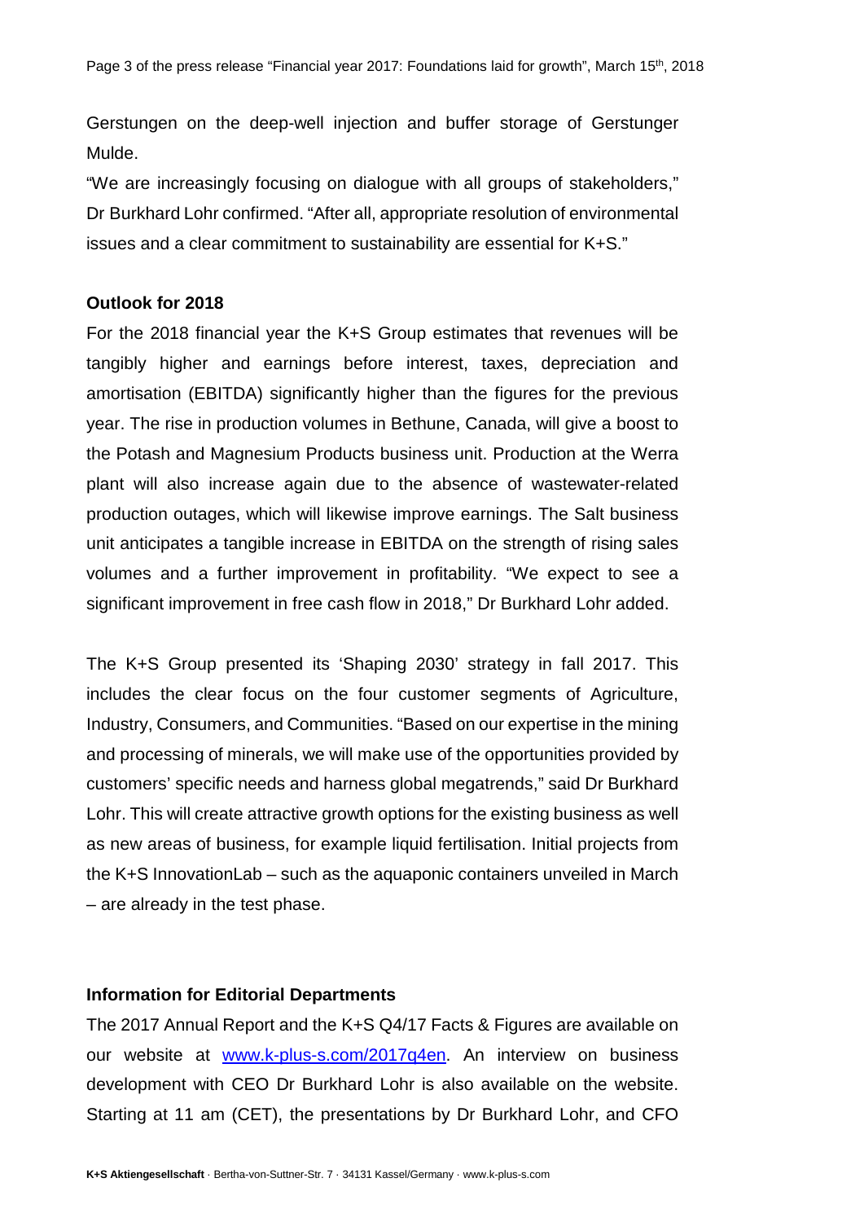Gerstungen on the deep-well injection and buffer storage of Gerstunger Mulde.

"We are increasingly focusing on dialogue with all groups of stakeholders," Dr Burkhard Lohr confirmed. "After all, appropriate resolution of environmental issues and a clear commitment to sustainability are essential for K+S."

**Outlook for 2018**

For the 2018 financial year the K+S Group estimates that revenues will be tangibly higher and earnings before interest, taxes, depreciation and amortisation (EBITDA) significantly higher than the figures for the previous year. The rise in production volumes in Bethune, Canada, will give a boost to the Potash and Magnesium Products business unit. Production at the Werra plant will also increase again due to the absence of wastewater-related production outages, which will likewise improve earnings. The Salt business unit anticipates a tangible increase in EBITDA on the strength of rising sales volumes and a further improvement in profitability. "We expect to see a significant improvement in free cash flow in 2018," Dr Burkhard Lohr added.

The K+S Group presented its 'Shaping 2030' strategy in fall 2017. This includes the clear focus on the four customer segments of Agriculture, Industry, Consumers, and Communities. "Based on our expertise in the mining and processing of minerals, we will make use of the opportunities provided by customers' specific needs and harness global megatrends," said Dr Burkhard Lohr. This will create attractive growth options for the existing business as well as new areas of business, for example liquid fertilisation. Initial projects from the K+S InnovationLab – such as the aquaponic containers unveiled in March – are already in the test phase.

**Information for Editorial Departments**

The 2017 Annual Report and the K+S Q4/17 Facts & Figures are available on our website at [www.k-plus-s.com/2017q4en](http://www.k-plus-s.com/2017q4en). An interview on business development with CEO Dr Burkhard Lohr is also available on the website. Starting at 11 am (CET), the presentations by Dr Burkhard Lohr, and CFO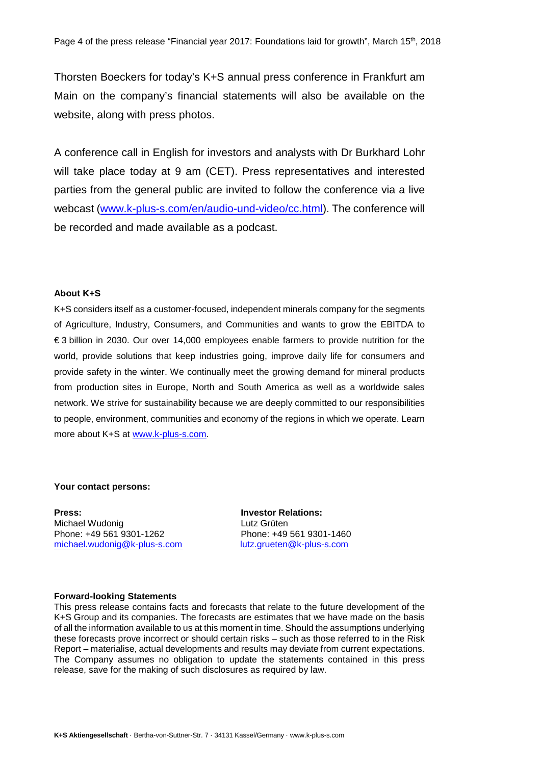Thorsten Boeckers for today's K+S annual press conference in Frankfurt am Main on the company's financial statements will also be available on the website, along with press photos.

A conference call in English for investors and analysts with Dr Burkhard Lohr will take place today at 9 am (CET). Press representatives and interested parties from the general public are invited to follow the conference via a live webcast (www.k-plus-s.com/en/audio-und-video/cc.html). The conference will be recorded and made available as a podcast.

**About K+S**

K+S considers itself as a customer-focused, independent minerals company for the segments of Agriculture, Industry, Consumers, and Communities and wants to grow the EBITDA to € 3 billion in 2030. Our over 14,000 employees enable farmers to provide nutrition for the world, provide solutions that keep industries going, improve daily life for consumers and provide safety in the winter. We continually meet the growing demand for mineral products from production sites in Europe, North and South America as well as a worldwide sales network. We strive for sustainability because we are deeply committed to our responsibilities to people, environment, communities and economy of the regions in which we operate. Learn more about K+S at www.k-plus-s.com.

**Your contact persons:**

**Press:**
Michael Wudonig
Phone: +49 561 9301-1262
michael.wudonig@k-plus-s.com

**Investor Relations:**
Lutz Grüten
Phone: +49 561 9301-1460
lutz.grueten@k-plus-s.com

**Forward-looking Statements**

This press release contains facts and forecasts that relate to the future development of the K+S Group and its companies. The forecasts are estimates that we have made on the basis of all the information available to us at this moment in time. Should the assumptions underlying these forecasts prove incorrect or should certain risks – such as those referred to in the Risk Report – materialise, actual developments and results may deviate from current expectations. The Company assumes no obligation to update the statements contained in this press release, save for the making of such disclosures as required by law.

**K+S Aktiengesellschaft** · Bertha-von-Suttner-Str. 7 · 34131 Kassel/Germany · www.k-plus-s.com